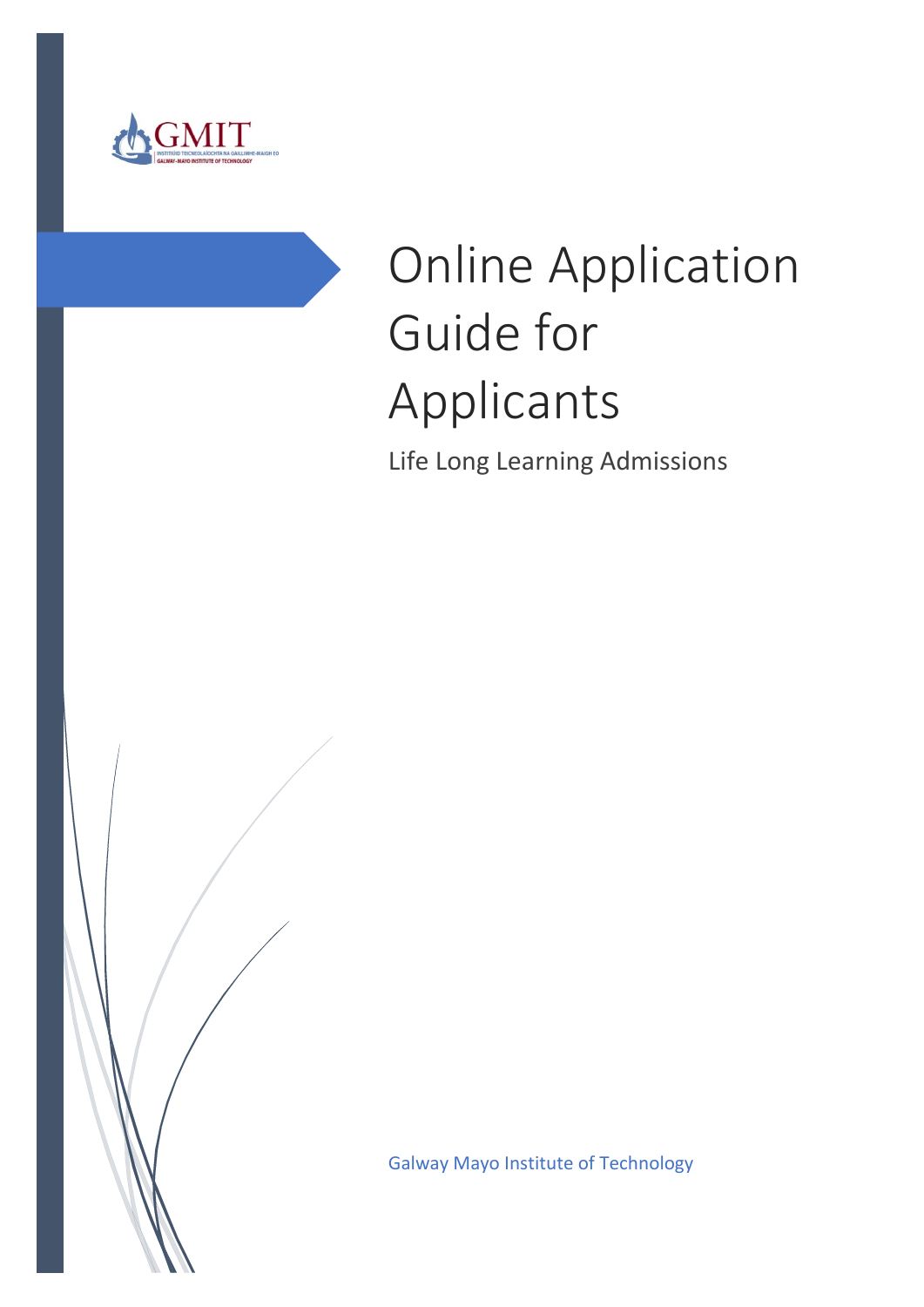GMIT

INSTITIÚID TEICNEOLAÍOCHTA NA GAILLIMHE-MAIGH EO

GALWAY-MAYO INSTITUTE OF TECHNOLOGY

# Online Application Guide for Applicants

Life Long Learning Admissions

Galway Mayo Institute of Technology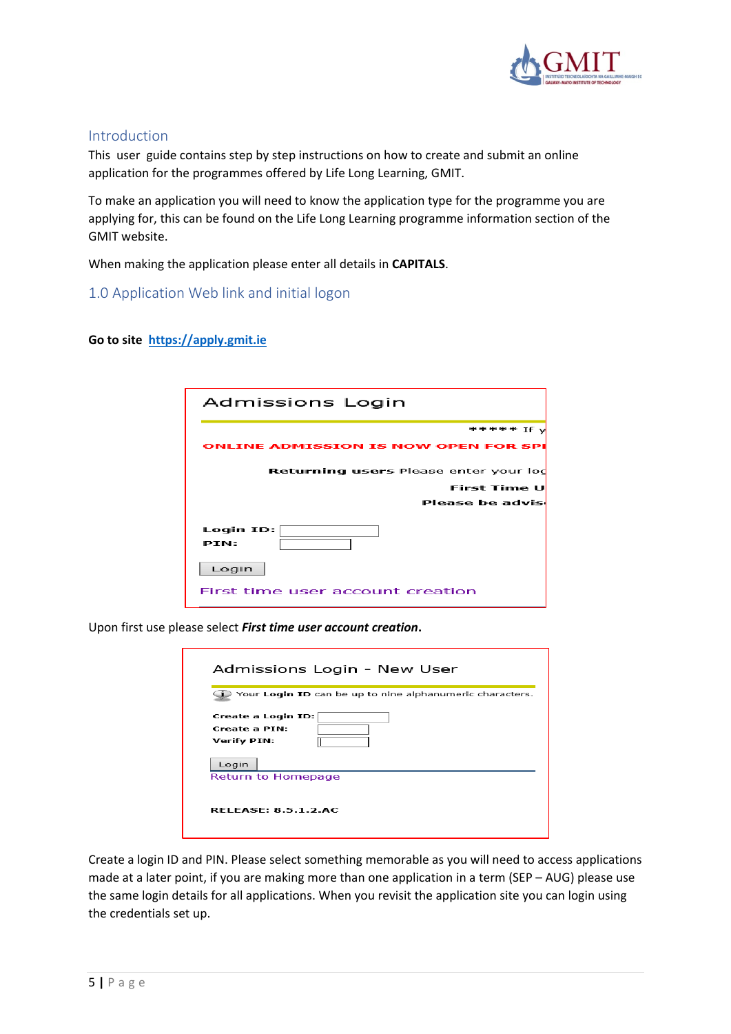## Introduction

This user guide contains step by step instructions on how to create and submit an online application for the programmes offered by Life Long Learning, GMIT.

To make an application you will need to know the application type for the programme you are applying for, this can be found on the Life Long Learning programme information section of the GMIT website.

When making the application please enter all details in **CAPITALS**.

## 1.0 Application Web link and initial logon

**Go to site** https://apply.gmit.ie

Upon first use please select ***First time user account creation*.**

Create a login ID and PIN. Please select something memorable as you will need to access applications made at a later point, if you are making more than one application in a term (SEP – AUG) please use the same login details for all applications. When you revisit the application site you can login using the credentials set up.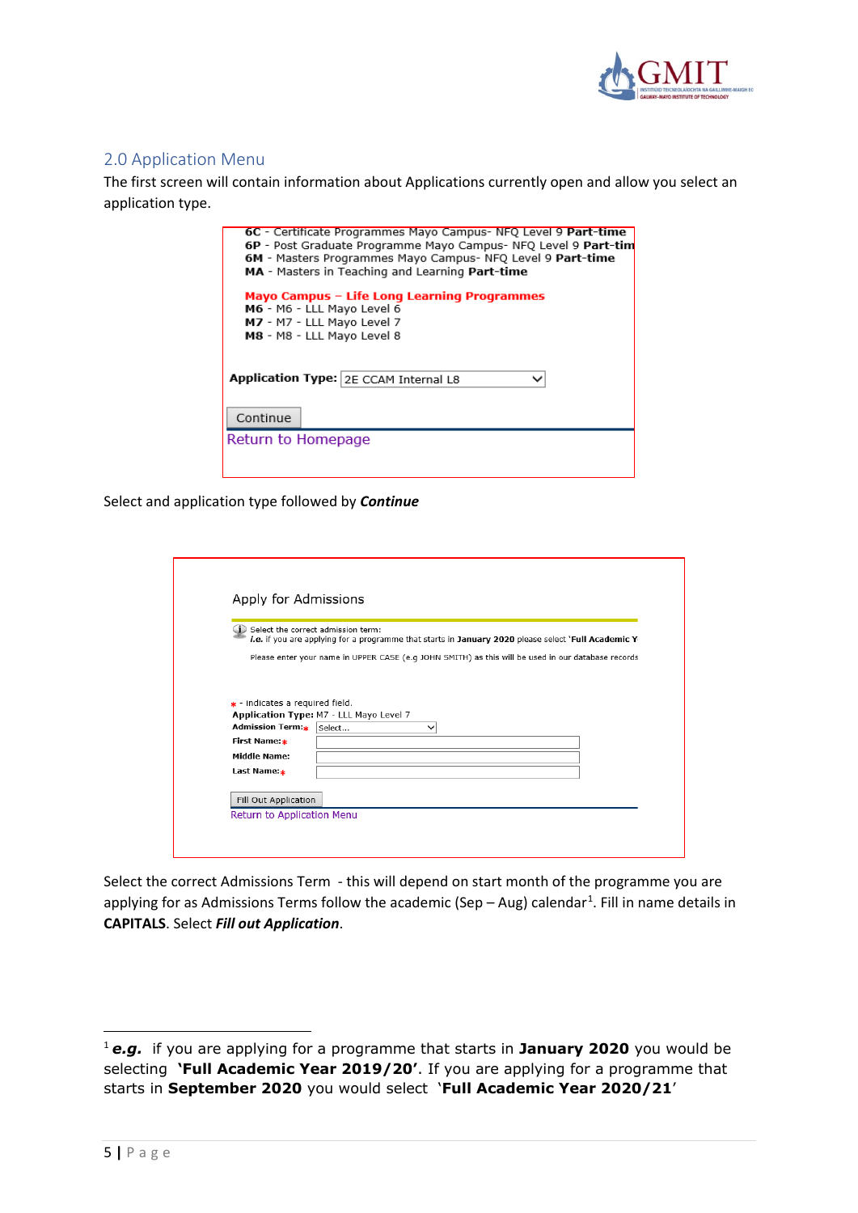## 2.0 Application Menu

The first screen will contain information about Applications currently open and allow you select an application type.

**6C** - Certificate Programmes Mayo Campus- NFQ Level 9 **Part-time**
**6P** - Post Graduate Programme Mayo Campus- NFQ Level 9 **Part-tim**
**6M** - Masters Programmes Mayo Campus- NFQ Level 9 **Part-time**
**MA** - Masters in Teaching and Learning **Part-time**

**Mayo Campus – Life Long Learning Programmes**
**M6** - M6 - LLL Mayo Level 6
**M7** - M7 - LLL Mayo Level 7
**M8** - M8 - LLL Mayo Level 8

**Application Type:** 2E CCAM Internal L8

Continue

Return to Homepage

Select and application type followed by ***Continue***

Apply for Admissions

Select the correct admission term:
*i.e.* if you are applying for a programme that starts in **January 2020** please select '**Full Academic Y**

Please enter your name in UPPER CASE (e.g JOHN SMITH) as this will be used in our database records

\* - indicates a required field.
**Application Type:** M7 - LLL Mayo Level 7
**Admission Term:**\* Select...
**First Name:**\*
**Middle Name:**
**Last Name:**\*

Fill Out Application

Return to Application Menu

Select the correct Admissions Term - this will depend on start month of the programme you are applying for as Admissions Terms follow the academic (Sep – Aug) calendar[1]. Fill in name details in **CAPITALS**. Select ***Fill out Application***.

---

[1] ***e.g.*** if you are applying for a programme that starts in **January 2020** you would be selecting **'Full Academic Year 2019/20'**. If you are applying for a programme that starts in **September 2020** you would select **'Full Academic Year 2020/21'**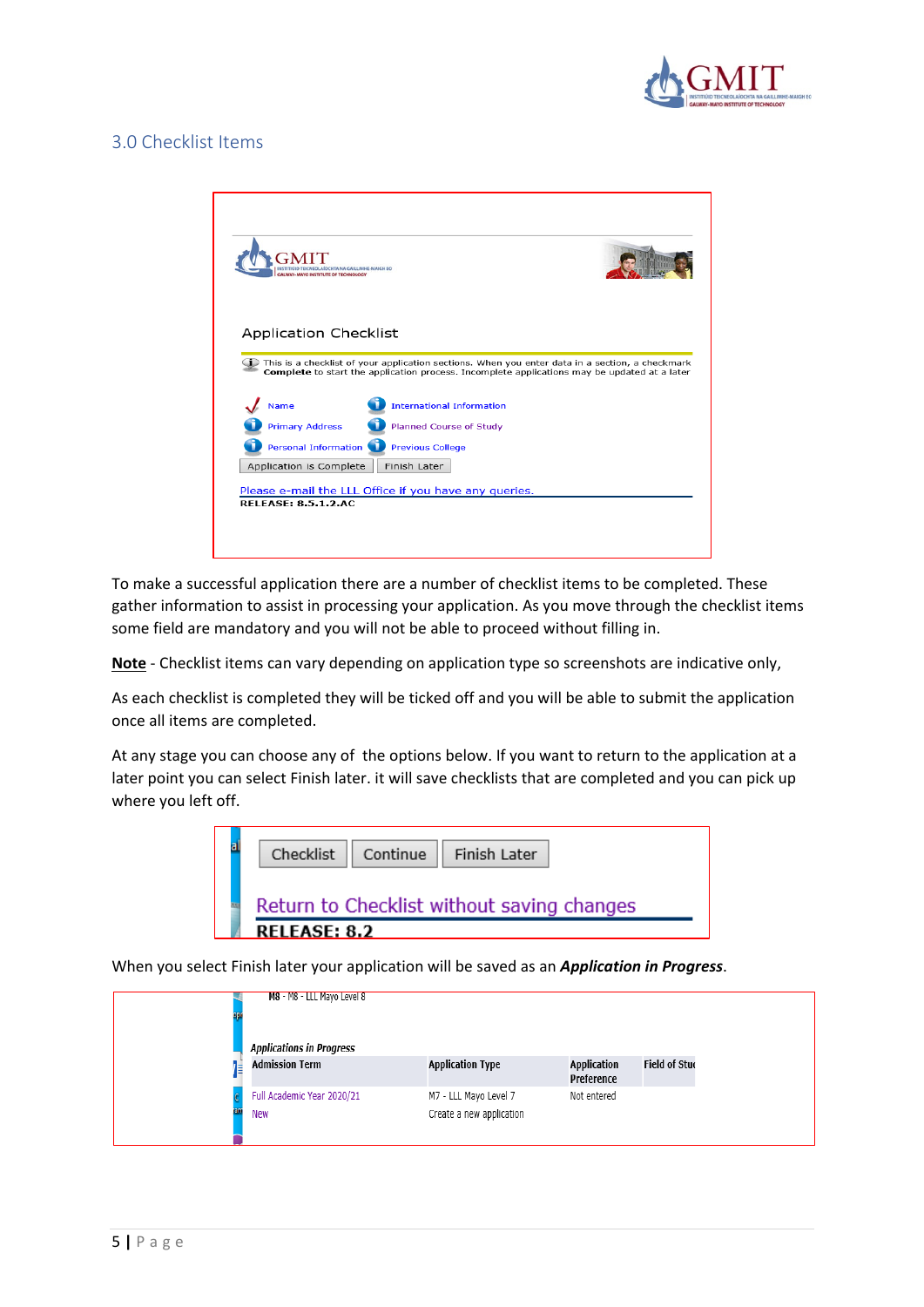## 3.0 Checklist Items

To make a successful application there are a number of checklist items to be completed. These gather information to assist in processing your application. As you move through the checklist items some field are mandatory and you will not be able to proceed without filling in.

**Note** - Checklist items can vary depending on application type so screenshots are indicative only,

As each checklist is completed they will be ticked off and you will be able to submit the application once all items are completed.

At any stage you can choose any of the options below. If you want to return to the application at a later point you can select Finish later. it will save checklists that are completed and you can pick up where you left off.

When you select Finish later your application will be saved as an ***Application in Progress***.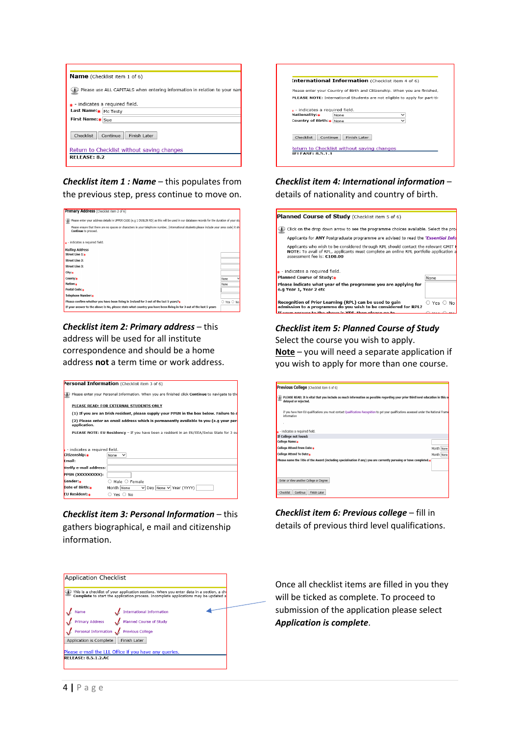***Checklist item 1 : Name*** – this populates from the previous step, press continue to move on.

***Checklist item 2: Primary address*** – this address will be used for all institute correspondence and should be a home address **not** a term time or work address.

***Checklist item 3: Personal Information*** – this gathers biographical, e mail and citizenship information.

***Checklist item 4: International information*** – details of nationality and country of birth.

***Checklist item 5: Planned Course of Study***
Select the course you wish to apply.
**Note** – you will need a separate application if you wish to apply for more than one course.

***Checklist item 6: Previous college*** – fill in details of previous third level qualifications.

Once all checklist items are filled in you they will be ticked as complete. To proceed to submission of the application please select ***Application is complete***.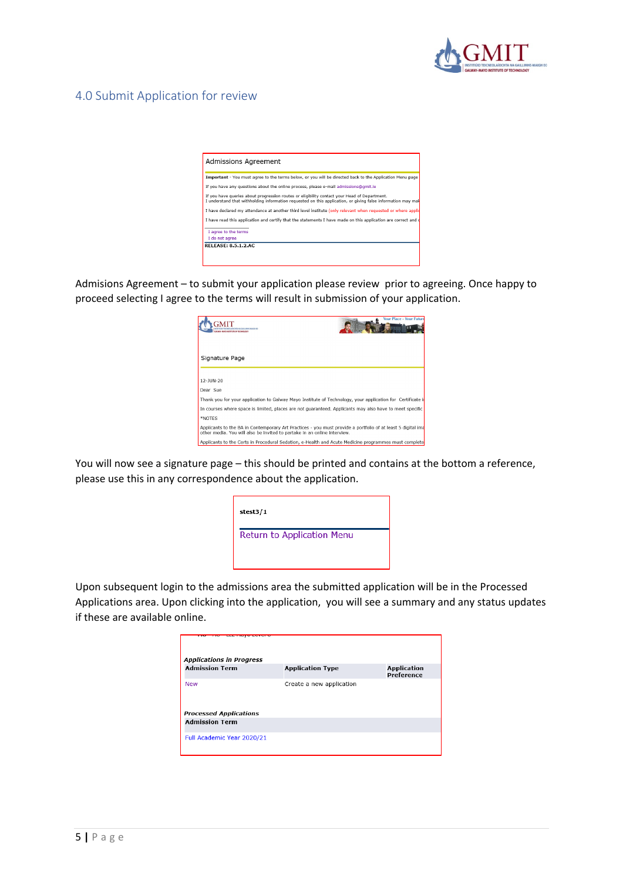## 4.0 Submit Application for review

Admissions Agreement

**Important** - You must agree to the terms below, or you will be directed back to the Application Menu page

If you have any questions about the online process, please e-mail admissions@gmit.ie

If you have queries about progression routes or eligibility contact your Head of Department.
I understand that withholding information requested on this application, or giving false information may mak

I have declared my attendance at another third level institute (only relevant when requested or where applic

I have read this application and certify that the statements I have made on this application are correct and c

I agree to the terms
I do not agree

**RELEASE: 8.5.1.2.AC**

Admisions Agreement – to submit your application please review prior to agreeing. Once happy to proceed selecting I agree to the terms will result in submission of your application.

Signature Page

12-JUN-20

Dear Sue

Thank you for your application to Galway Mayo Institute of Technology, your application for Certificate i

In courses where space is limited, places are not guaranteed. Applicants may also have to meet specific

*NOTES

Applicants to the BA in Contemporary Art Practices - you must provide a portfolio of at least 5 digital ima
other media. You will also be invited to partake in an online interview.

Applicants to the Certs in Procedural Sedation, e-Health and Acute Medicine programmes must complete

You will now see a signature page – this should be printed and contains at the bottom a reference, please use this in any correspondence about the application.

**stest3/1**

Return to Application Menu

Upon subsequent login to the admissions area the submitted application will be in the Processed Applications area. Upon clicking into the application, you will see a summary and any status updates if these are available online.

***Applications in Progress***

| Admission Term | Application Type | Application Preference |
|---|---|---|
| New | Create a new application | |

***Processed Applications***

| Admission Term |
|---|
| Full Academic Year 2020/21 |